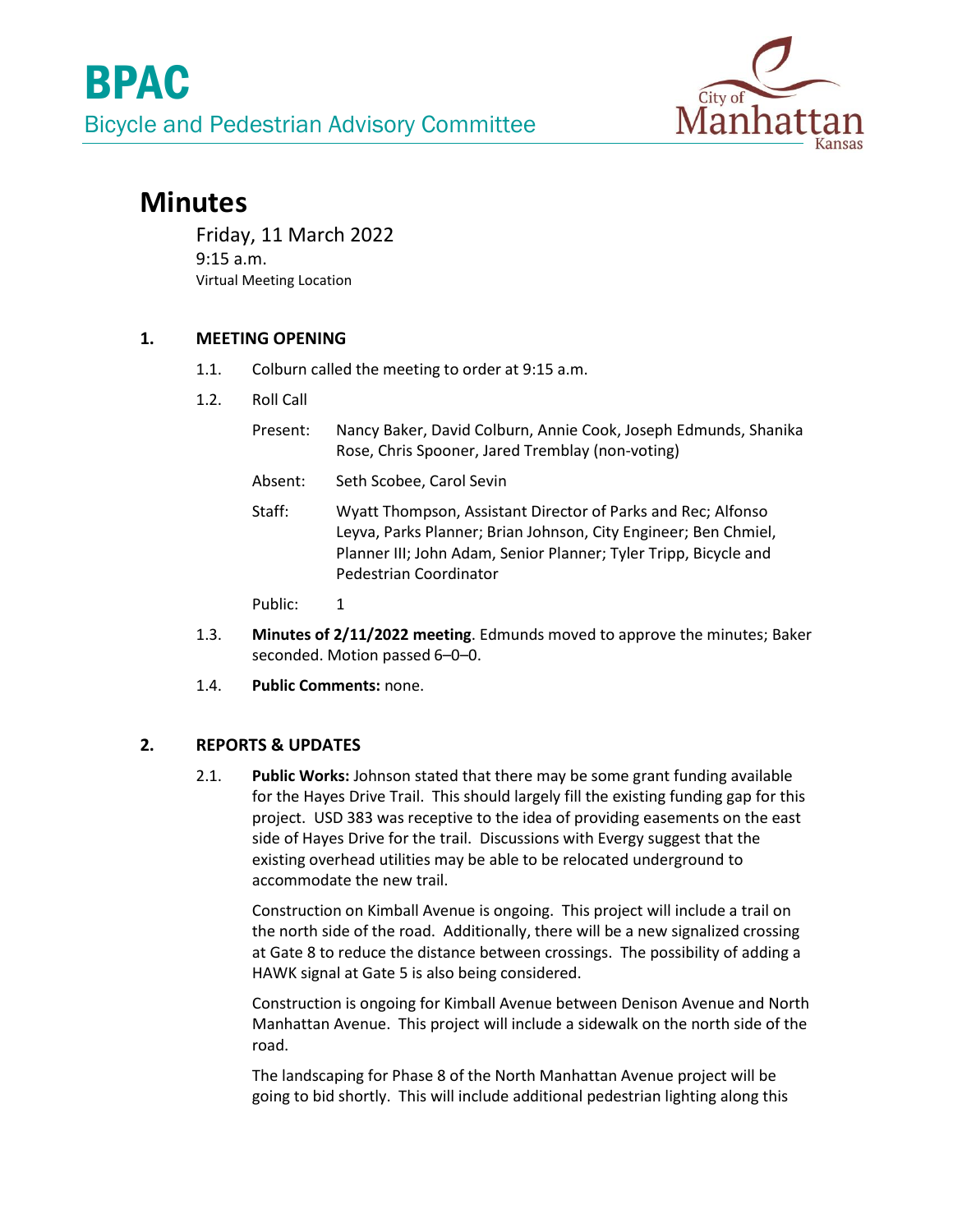# BPAC

Bicycle and Pedestrian Advisory Committee

City of Manhattan Kansas

# Minutes

Friday, 11 March 2022
9:15 a.m.
Virtual Meeting Location

## 1. MEETING OPENING

1.1. Colburn called the meeting to order at 9:15 a.m.

1.2. Roll Call

Present: Nancy Baker, David Colburn, Annie Cook, Joseph Edmunds, Shanika Rose, Chris Spooner, Jared Tremblay (non-voting)

Absent: Seth Scobee, Carol Sevin

Staff: Wyatt Thompson, Assistant Director of Parks and Rec; Alfonso Leyva, Parks Planner; Brian Johnson, City Engineer; Ben Chmiel, Planner III; John Adam, Senior Planner; Tyler Tripp, Bicycle and Pedestrian Coordinator

Public: 1

1.3. **Minutes of 2/11/2022 meeting**. Edmunds moved to approve the minutes; Baker seconded. Motion passed 6–0–0.

1.4. **Public Comments:** none.

## 2. REPORTS & UPDATES

2.1. **Public Works:** Johnson stated that there may be some grant funding available for the Hayes Drive Trail. This should largely fill the existing funding gap for this project. USD 383 was receptive to the idea of providing easements on the east side of Hayes Drive for the trail. Discussions with Evergy suggest that the existing overhead utilities may be able to be relocated underground to accommodate the new trail.

Construction on Kimball Avenue is ongoing. This project will include a trail on the north side of the road. Additionally, there will be a new signalized crossing at Gate 8 to reduce the distance between crossings. The possibility of adding a HAWK signal at Gate 5 is also being considered.

Construction is ongoing for Kimball Avenue between Denison Avenue and North Manhattan Avenue. This project will include a sidewalk on the north side of the road.

The landscaping for Phase 8 of the North Manhattan Avenue project will be going to bid shortly. This will include additional pedestrian lighting along this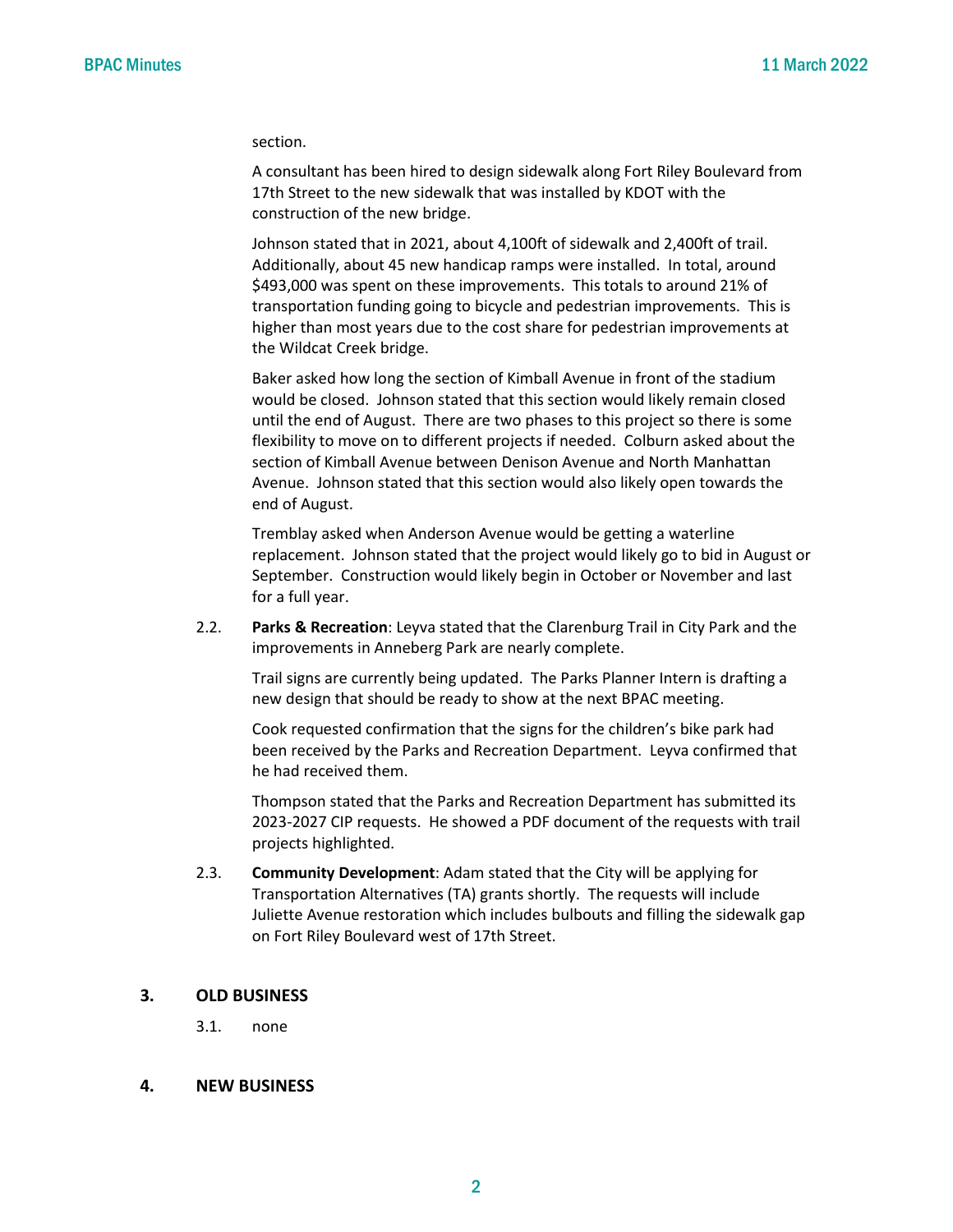section.

A consultant has been hired to design sidewalk along Fort Riley Boulevard from 17th Street to the new sidewalk that was installed by KDOT with the construction of the new bridge.

Johnson stated that in 2021, about 4,100ft of sidewalk and 2,400ft of trail. Additionally, about 45 new handicap ramps were installed. In total, around $493,000 was spent on these improvements. This totals to around 21% of transportation funding going to bicycle and pedestrian improvements. This is higher than most years due to the cost share for pedestrian improvements at the Wildcat Creek bridge.

Baker asked how long the section of Kimball Avenue in front of the stadium would be closed. Johnson stated that this section would likely remain closed until the end of August. There are two phases to this project so there is some flexibility to move on to different projects if needed. Colburn asked about the section of Kimball Avenue between Denison Avenue and North Manhattan Avenue. Johnson stated that this section would also likely open towards the end of August.

Tremblay asked when Anderson Avenue would be getting a waterline replacement. Johnson stated that the project would likely go to bid in August or September. Construction would likely begin in October or November and last for a full year.

2.2. **Parks & Recreation**: Leyva stated that the Clarenburg Trail in City Park and the improvements in Anneberg Park are nearly complete.

Trail signs are currently being updated. The Parks Planner Intern is drafting a new design that should be ready to show at the next BPAC meeting.

Cook requested confirmation that the signs for the children's bike park had been received by the Parks and Recreation Department. Leyva confirmed that he had received them.

Thompson stated that the Parks and Recreation Department has submitted its 2023-2027 CIP requests. He showed a PDF document of the requests with trail projects highlighted.

2.3. **Community Development**: Adam stated that the City will be applying for Transportation Alternatives (TA) grants shortly. The requests will include Juliette Avenue restoration which includes bulbouts and filling the sidewalk gap on Fort Riley Boulevard west of 17th Street.

## 3. OLD BUSINESS

3.1. none

## 4. NEW BUSINESS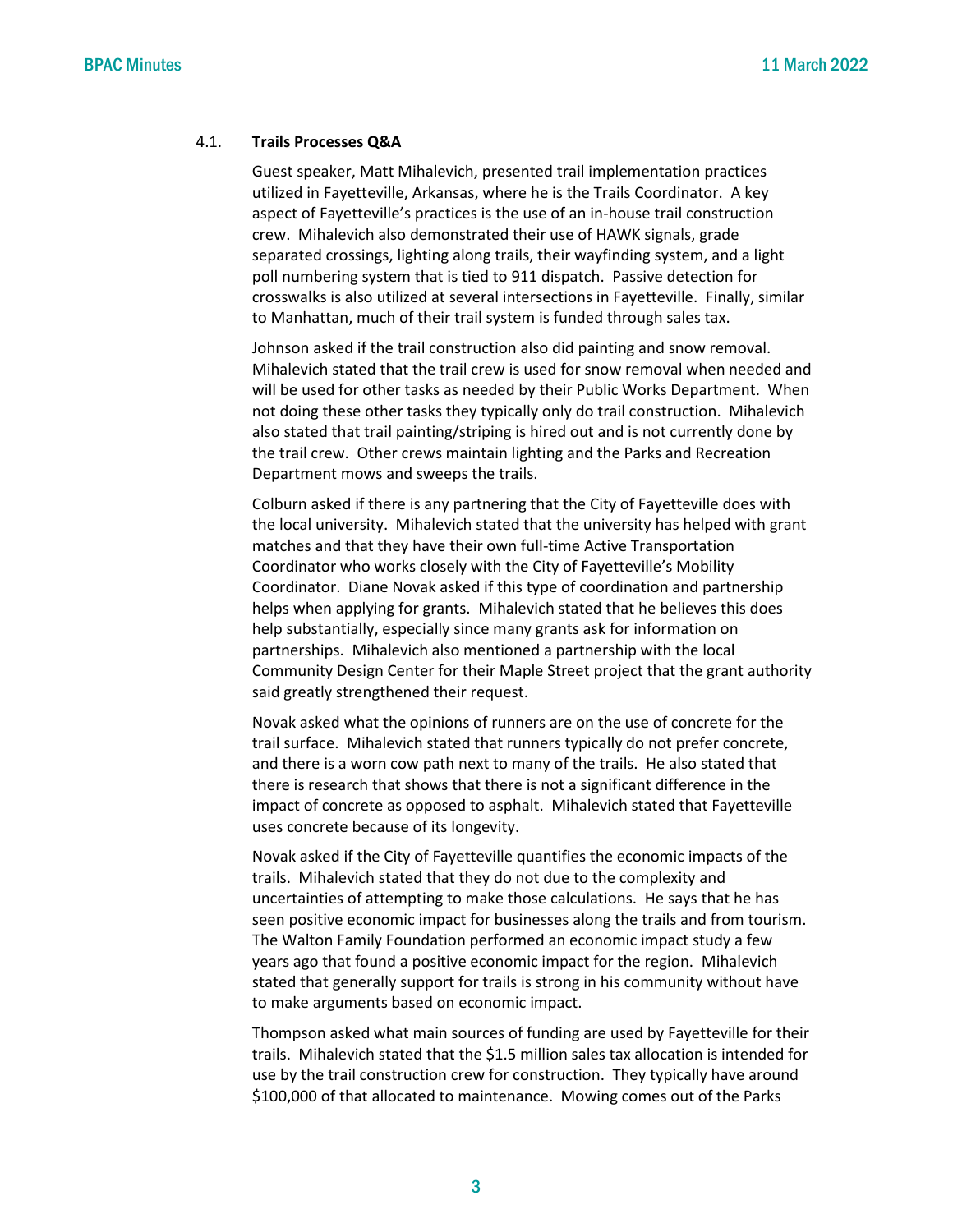### 4.1. **Trails Processes Q&A**

Guest speaker, Matt Mihalevich, presented trail implementation practices utilized in Fayetteville, Arkansas, where he is the Trails Coordinator. A key aspect of Fayetteville's practices is the use of an in-house trail construction crew. Mihalevich also demonstrated their use of HAWK signals, grade separated crossings, lighting along trails, their wayfinding system, and a light poll numbering system that is tied to 911 dispatch. Passive detection for crosswalks is also utilized at several intersections in Fayetteville. Finally, similar to Manhattan, much of their trail system is funded through sales tax.

Johnson asked if the trail construction also did painting and snow removal. Mihalevich stated that the trail crew is used for snow removal when needed and will be used for other tasks as needed by their Public Works Department. When not doing these other tasks they typically only do trail construction. Mihalevich also stated that trail painting/striping is hired out and is not currently done by the trail crew. Other crews maintain lighting and the Parks and Recreation Department mows and sweeps the trails.

Colburn asked if there is any partnering that the City of Fayetteville does with the local university. Mihalevich stated that the university has helped with grant matches and that they have their own full-time Active Transportation Coordinator who works closely with the City of Fayetteville's Mobility Coordinator. Diane Novak asked if this type of coordination and partnership helps when applying for grants. Mihalevich stated that he believes this does help substantially, especially since many grants ask for information on partnerships. Mihalevich also mentioned a partnership with the local Community Design Center for their Maple Street project that the grant authority said greatly strengthened their request.

Novak asked what the opinions of runners are on the use of concrete for the trail surface. Mihalevich stated that runners typically do not prefer concrete, and there is a worn cow path next to many of the trails. He also stated that there is research that shows that there is not a significant difference in the impact of concrete as opposed to asphalt. Mihalevich stated that Fayetteville uses concrete because of its longevity.

Novak asked if the City of Fayetteville quantifies the economic impacts of the trails. Mihalevich stated that they do not due to the complexity and uncertainties of attempting to make those calculations. He says that he has seen positive economic impact for businesses along the trails and from tourism. The Walton Family Foundation performed an economic impact study a few years ago that found a positive economic impact for the region. Mihalevich stated that generally support for trails is strong in his community without have to make arguments based on economic impact.

Thompson asked what main sources of funding are used by Fayetteville for their trails. Mihalevich stated that the $1.5 million sales tax allocation is intended for use by the trail construction crew for construction. They typically have around $100,000 of that allocated to maintenance. Mowing comes out of the Parks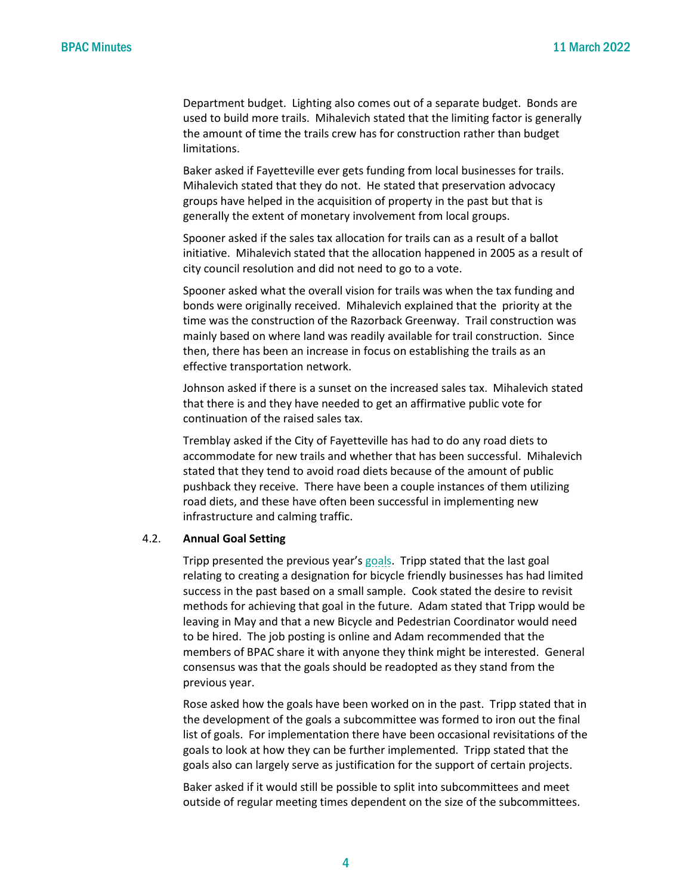Department budget. Lighting also comes out of a separate budget. Bonds are used to build more trails. Mihalevich stated that the limiting factor is generally the amount of time the trails crew has for construction rather than budget limitations.

Baker asked if Fayetteville ever gets funding from local businesses for trails. Mihalevich stated that they do not. He stated that preservation advocacy groups have helped in the acquisition of property in the past but that is generally the extent of monetary involvement from local groups.

Spooner asked if the sales tax allocation for trails can as a result of a ballot initiative. Mihalevich stated that the allocation happened in 2005 as a result of city council resolution and did not need to go to a vote.

Spooner asked what the overall vision for trails was when the tax funding and bonds were originally received. Mihalevich explained that the priority at the time was the construction of the Razorback Greenway. Trail construction was mainly based on where land was readily available for trail construction. Since then, there has been an increase in focus on establishing the trails as an effective transportation network.

Johnson asked if there is a sunset on the increased sales tax. Mihalevich stated that there is and they have needed to get an affirmative public vote for continuation of the raised sales tax.

Tremblay asked if the City of Fayetteville has had to do any road diets to accommodate for new trails and whether that has been successful. Mihalevich stated that they tend to avoid road diets because of the amount of public pushback they receive. There have been a couple instances of them utilizing road diets, and these have often been successful in implementing new infrastructure and calming traffic.

4.2. **Annual Goal Setting**

Tripp presented the previous year's goals. Tripp stated that the last goal relating to creating a designation for bicycle friendly businesses has had limited success in the past based on a small sample. Cook stated the desire to revisit methods for achieving that goal in the future. Adam stated that Tripp would be leaving in May and that a new Bicycle and Pedestrian Coordinator would need to be hired. The job posting is online and Adam recommended that the members of BPAC share it with anyone they think might be interested. General consensus was that the goals should be readopted as they stand from the previous year.

Rose asked how the goals have been worked on in the past. Tripp stated that in the development of the goals a subcommittee was formed to iron out the final list of goals. For implementation there have been occasional revisitations of the goals to look at how they can be further implemented. Tripp stated that the goals also can largely serve as justification for the support of certain projects.

Baker asked if it would still be possible to split into subcommittees and meet outside of regular meeting times dependent on the size of the subcommittees.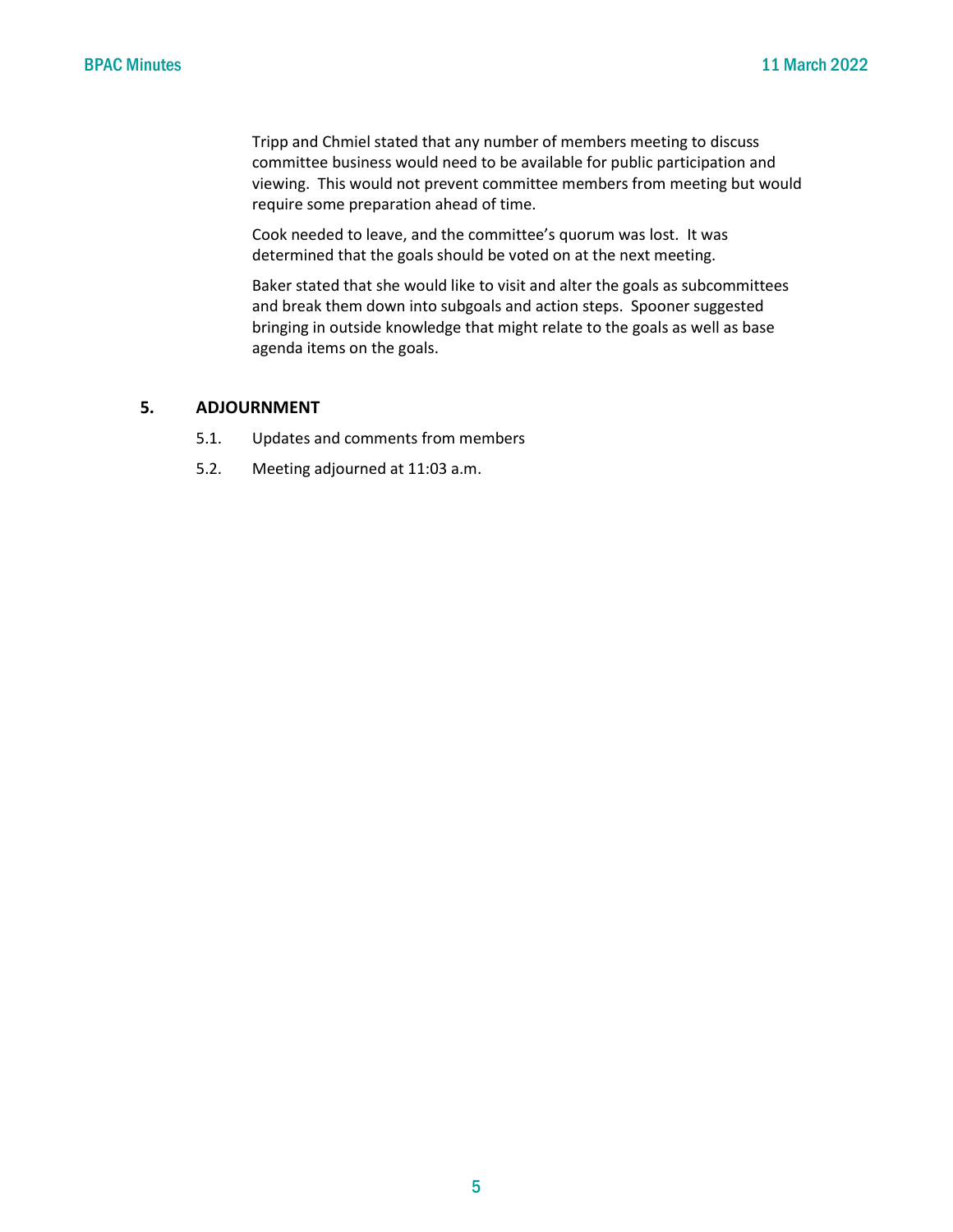Tripp and Chmiel stated that any number of members meeting to discuss committee business would need to be available for public participation and viewing. This would not prevent committee members from meeting but would require some preparation ahead of time.

Cook needed to leave, and the committee's quorum was lost. It was determined that the goals should be voted on at the next meeting.

Baker stated that she would like to visit and alter the goals as subcommittees and break them down into subgoals and action steps. Spooner suggested bringing in outside knowledge that might relate to the goals as well as base agenda items on the goals.

## 5. ADJOURNMENT

5.1. Updates and comments from members

5.2. Meeting adjourned at 11:03 a.m.